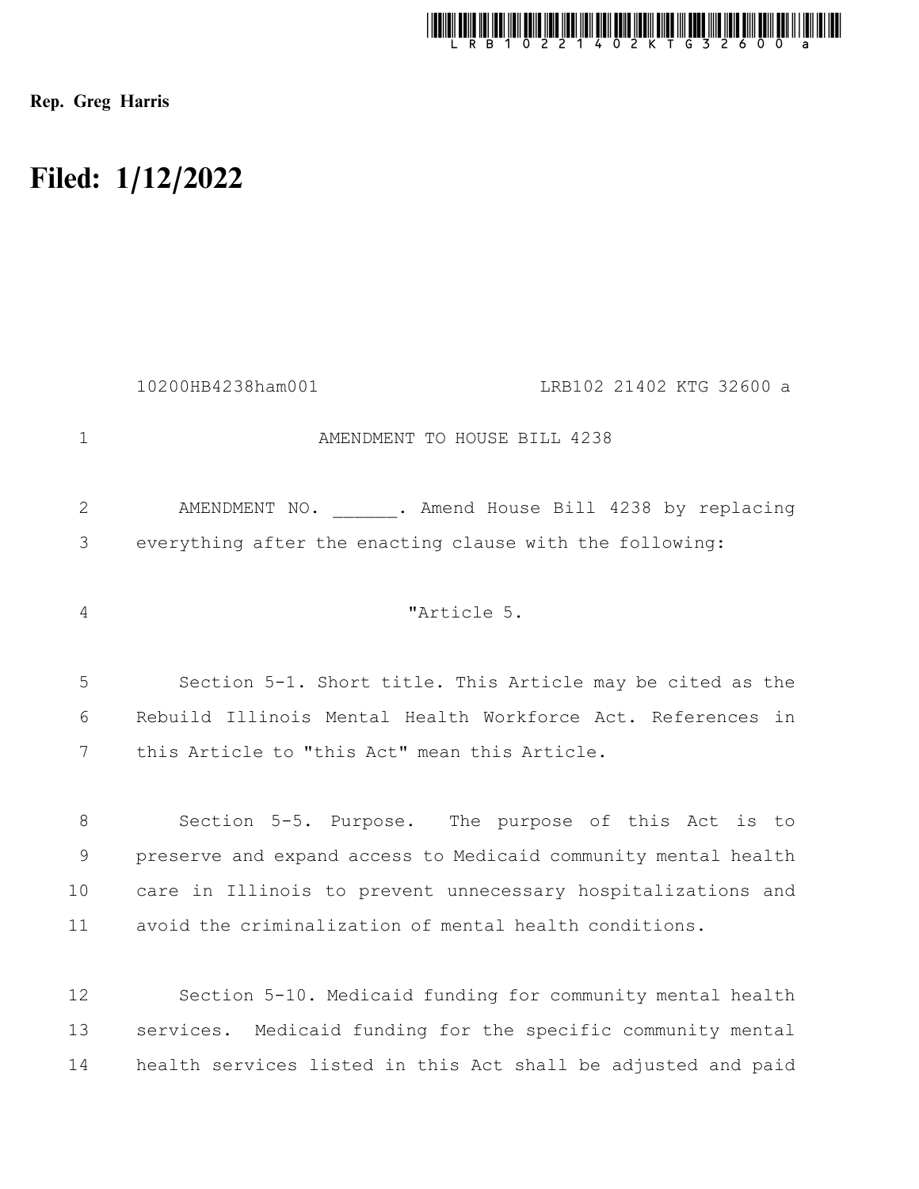Rep. Greg Harris

# Filed: 1/12/2022

10200HB4238ham001 LRB102 21402 KTG 32600 a

AMENDMENT TO HOUSE BILL 4238

AMENDMENT NO. ______. Amend House Bill 4238 by replacing everything after the enacting clause with the following:

"Article 5.

Section 5-1. Short title. This Article may be cited as the Rebuild Illinois Mental Health Workforce Act. References in this Article to "this Act" mean this Article.

Section 5-5. Purpose. The purpose of this Act is to preserve and expand access to Medicaid community mental health care in Illinois to prevent unnecessary hospitalizations and avoid the criminalization of mental health conditions.

Section 5-10. Medicaid funding for community mental health services. Medicaid funding for the specific community mental health services listed in this Act shall be adjusted and paid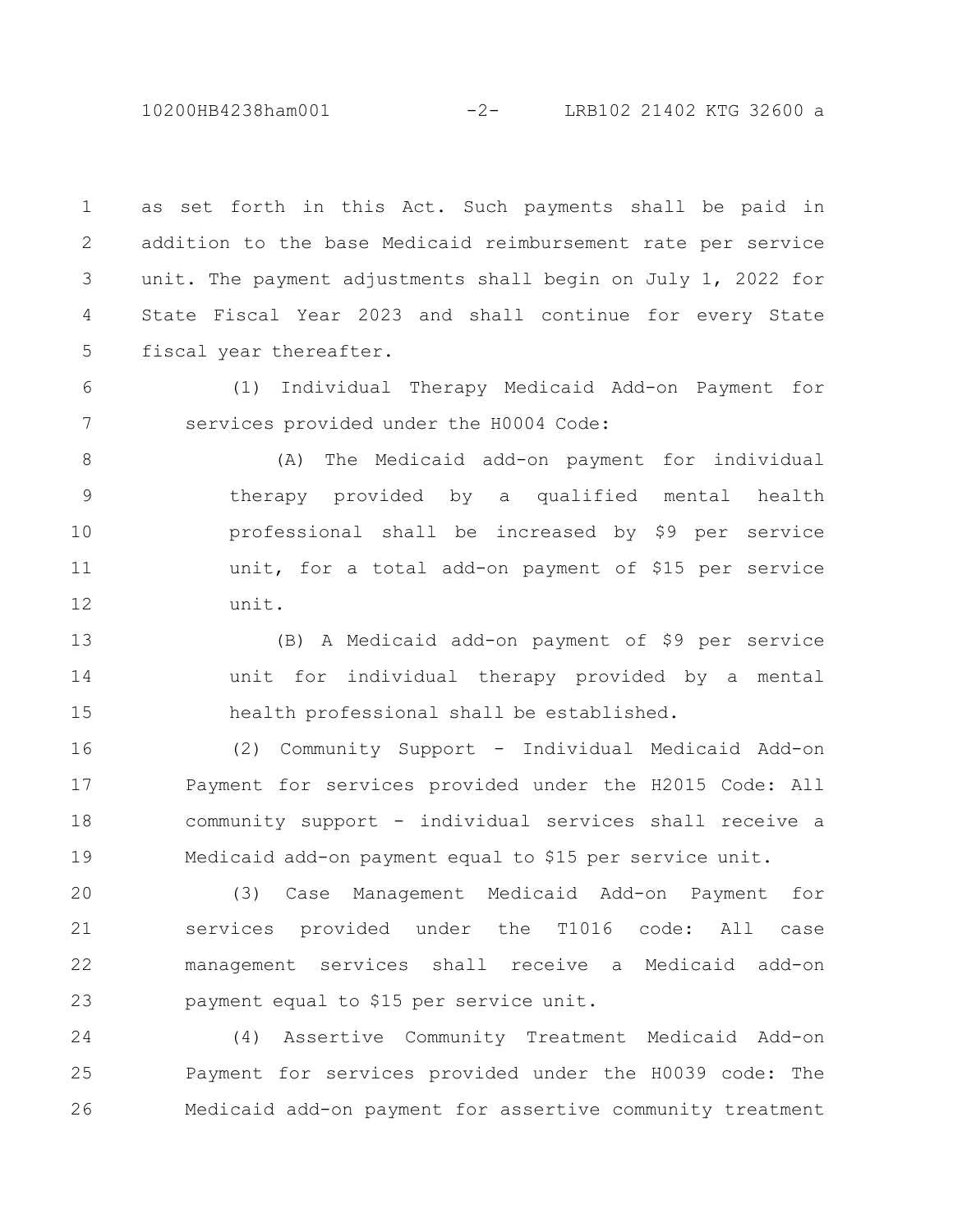as set forth in this Act. Such payments shall be paid in addition to the base Medicaid reimbursement rate per service unit. The payment adjustments shall begin on July 1, 2022 for State Fiscal Year 2023 and shall continue for every State fiscal year thereafter.

(1) Individual Therapy Medicaid Add-on Payment for services provided under the H0004 Code:

(A) The Medicaid add-on payment for individual therapy provided by a qualified mental health professional shall be increased by $9 per service unit, for a total add-on payment of $15 per service unit.

(B) A Medicaid add-on payment of $9 per service unit for individual therapy provided by a mental health professional shall be established.

(2) Community Support - Individual Medicaid Add-on Payment for services provided under the H2015 Code: All community support - individual services shall receive a Medicaid add-on payment equal to $15 per service unit.

(3) Case Management Medicaid Add-on Payment for services provided under the T1016 code: All case management services shall receive a Medicaid add-on payment equal to $15 per service unit.

(4) Assertive Community Treatment Medicaid Add-on Payment for services provided under the H0039 code: The Medicaid add-on payment for assertive community treatment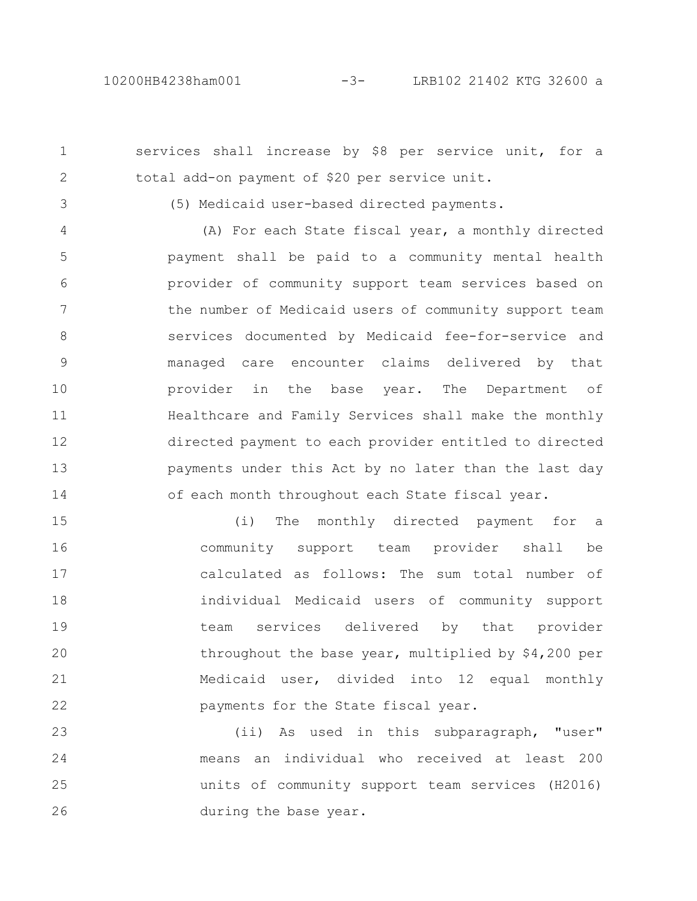services shall increase by $8 per service unit, for a total add-on payment of $20 per service unit.

(5) Medicaid user-based directed payments.

(A) For each State fiscal year, a monthly directed payment shall be paid to a community mental health provider of community support team services based on the number of Medicaid users of community support team services documented by Medicaid fee-for-service and managed care encounter claims delivered by that provider in the base year. The Department of Healthcare and Family Services shall make the monthly directed payment to each provider entitled to directed payments under this Act by no later than the last day of each month throughout each State fiscal year.

(i) The monthly directed payment for a community support team provider shall be calculated as follows: The sum total number of individual Medicaid users of community support team services delivered by that provider throughout the base year, multiplied by $4,200 per Medicaid user, divided into 12 equal monthly payments for the State fiscal year.

(ii) As used in this subparagraph, "user" means an individual who received at least 200 units of community support team services (H2016) during the base year.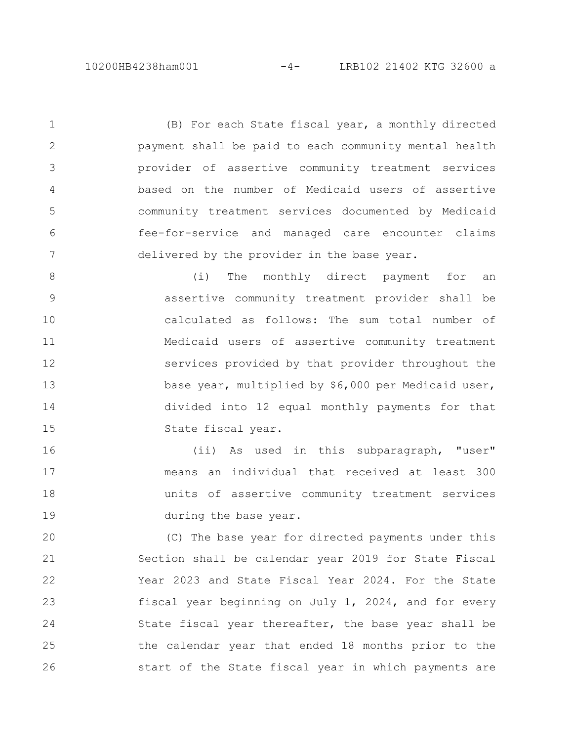(B) For each State fiscal year, a monthly directed payment shall be paid to each community mental health provider of assertive community treatment services based on the number of Medicaid users of assertive community treatment services documented by Medicaid fee-for-service and managed care encounter claims delivered by the provider in the base year.

(i) The monthly direct payment for an assertive community treatment provider shall be calculated as follows: The sum total number of Medicaid users of assertive community treatment services provided by that provider throughout the base year, multiplied by $6,000 per Medicaid user, divided into 12 equal monthly payments for that State fiscal year.

(ii) As used in this subparagraph, "user" means an individual that received at least 300 units of assertive community treatment services during the base year.

(C) The base year for directed payments under this Section shall be calendar year 2019 for State Fiscal Year 2023 and State Fiscal Year 2024. For the State fiscal year beginning on July 1, 2024, and for every State fiscal year thereafter, the base year shall be the calendar year that ended 18 months prior to the start of the State fiscal year in which payments are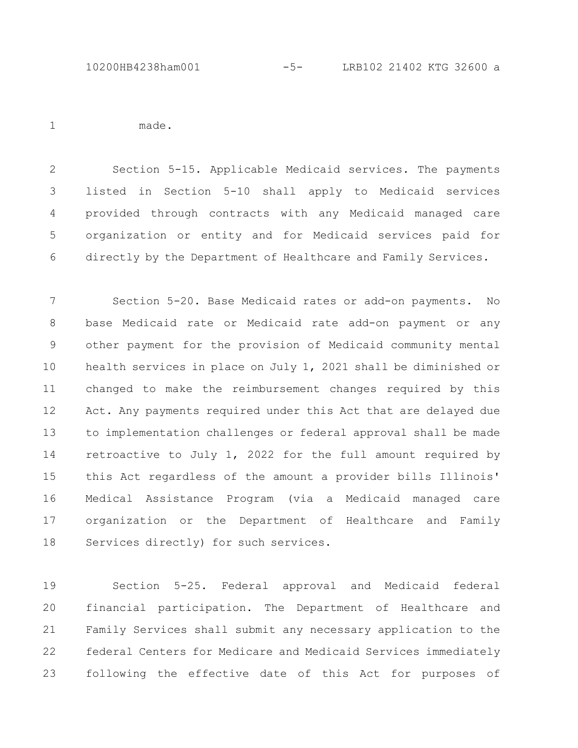made.

Section 5-15. Applicable Medicaid services. The payments listed in Section 5-10 shall apply to Medicaid services provided through contracts with any Medicaid managed care organization or entity and for Medicaid services paid for directly by the Department of Healthcare and Family Services.

Section 5-20. Base Medicaid rates or add-on payments. No base Medicaid rate or Medicaid rate add-on payment or any other payment for the provision of Medicaid community mental health services in place on July 1, 2021 shall be diminished or changed to make the reimbursement changes required by this Act. Any payments required under this Act that are delayed due to implementation challenges or federal approval shall be made retroactive to July 1, 2022 for the full amount required by this Act regardless of the amount a provider bills Illinois' Medical Assistance Program (via a Medicaid managed care organization or the Department of Healthcare and Family Services directly) for such services.

Section 5-25. Federal approval and Medicaid federal financial participation. The Department of Healthcare and Family Services shall submit any necessary application to the federal Centers for Medicare and Medicaid Services immediately following the effective date of this Act for purposes of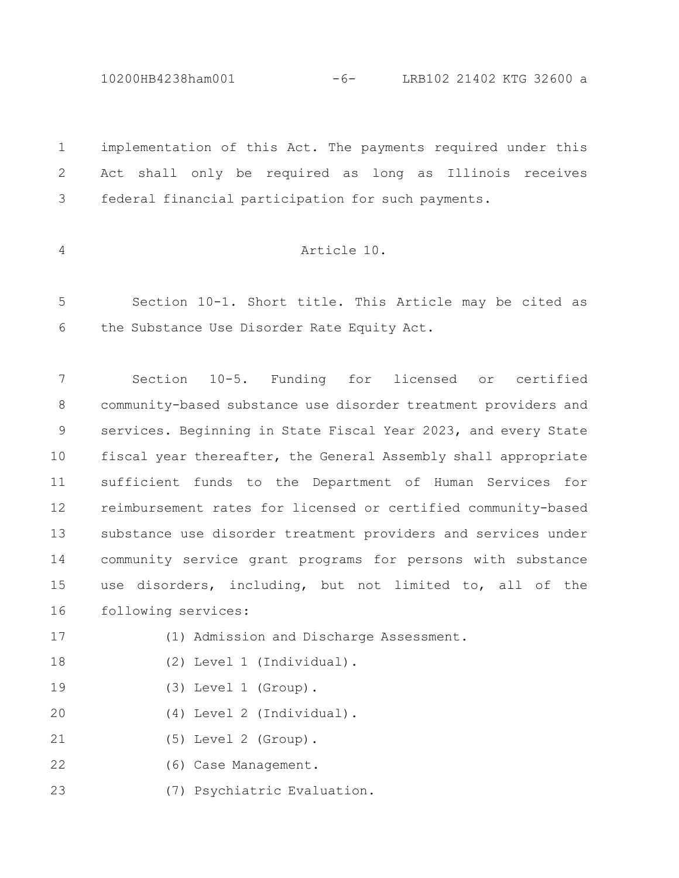implementation of this Act. The payments required under this Act shall only be required as long as Illinois receives federal financial participation for such payments.

## Article 10.

Section 10-1. Short title. This Article may be cited as the Substance Use Disorder Rate Equity Act.

Section 10-5. Funding for licensed or certified community-based substance use disorder treatment providers and services. Beginning in State Fiscal Year 2023, and every State fiscal year thereafter, the General Assembly shall appropriate sufficient funds to the Department of Human Services for reimbursement rates for licensed or certified community-based substance use disorder treatment providers and services under community service grant programs for persons with substance use disorders, including, but not limited to, all of the following services:

(1) Admission and Discharge Assessment.

(2) Level 1 (Individual).

(3) Level 1 (Group).

(4) Level 2 (Individual).

(5) Level 2 (Group).

(6) Case Management.

(7) Psychiatric Evaluation.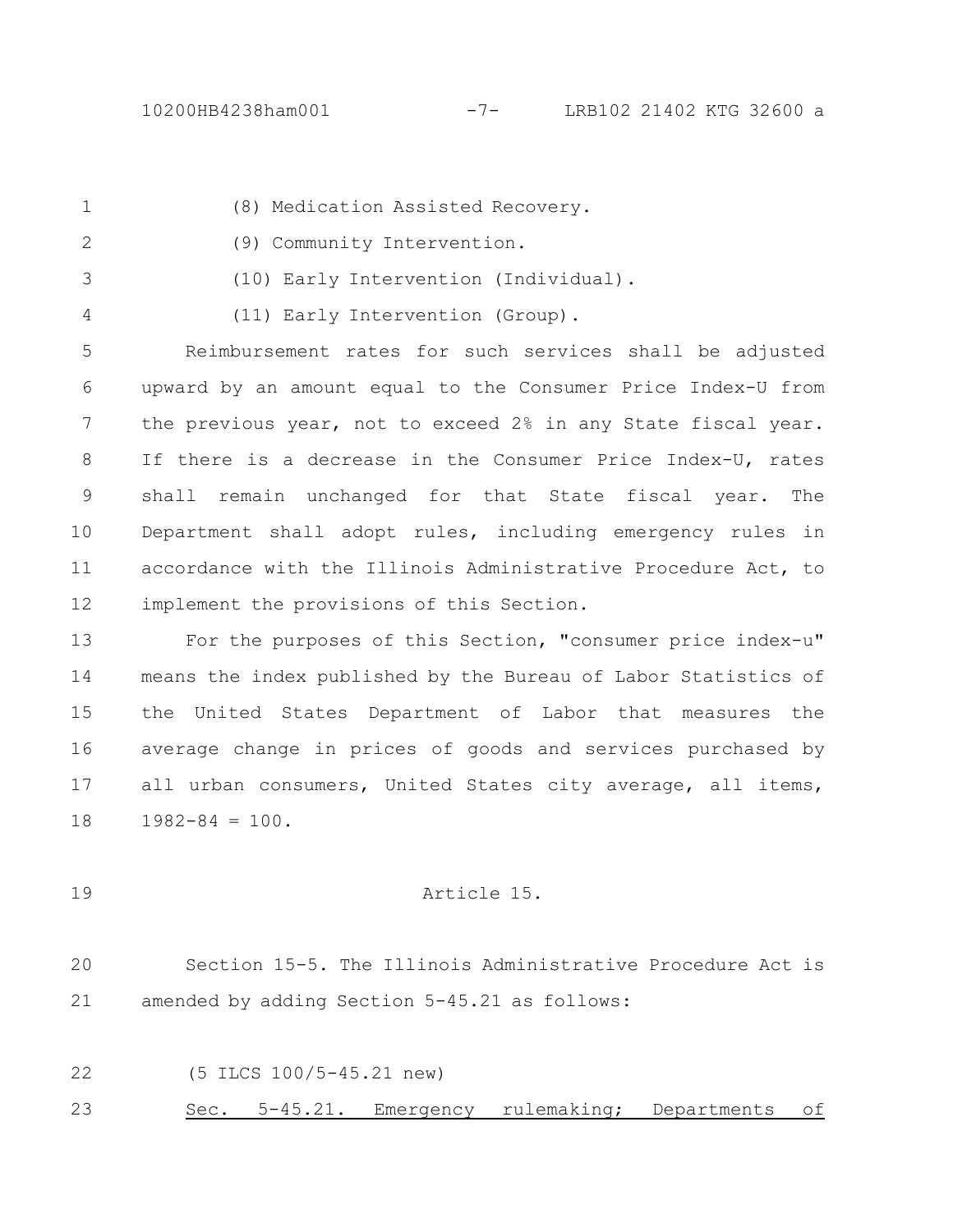(8) Medication Assisted Recovery.

(9) Community Intervention.

(10) Early Intervention (Individual).

(11) Early Intervention (Group).

Reimbursement rates for such services shall be adjusted upward by an amount equal to the Consumer Price Index-U from the previous year, not to exceed 2% in any State fiscal year. If there is a decrease in the Consumer Price Index-U, rates shall remain unchanged for that State fiscal year. The Department shall adopt rules, including emergency rules in accordance with the Illinois Administrative Procedure Act, to implement the provisions of this Section.

For the purposes of this Section, "consumer price index-u" means the index published by the Bureau of Labor Statistics of the United States Department of Labor that measures the average change in prices of goods and services purchased by all urban consumers, United States city average, all items, 1982-84 = 100.

Article 15.

Section 15-5. The Illinois Administrative Procedure Act is amended by adding Section 5-45.21 as follows:

(5 ILCS 100/5-45.21 new)

Sec. 5-45.21. Emergency rulemaking; Departments of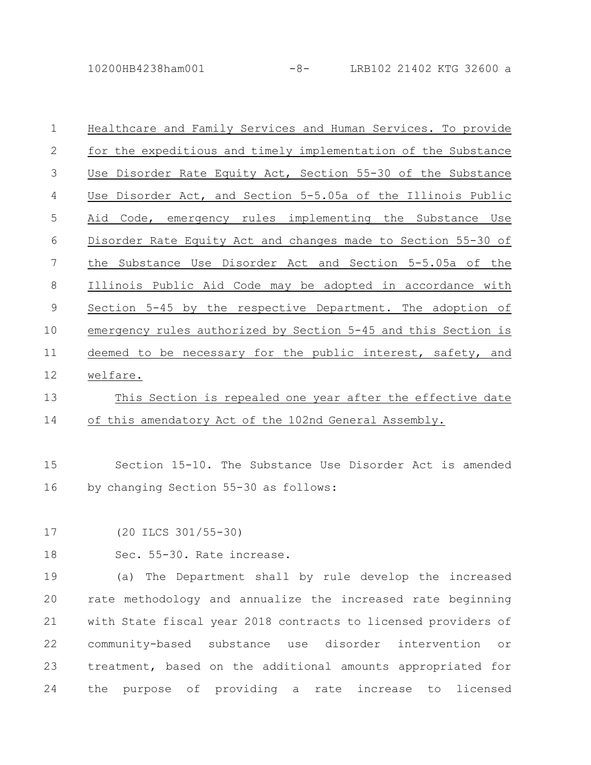Healthcare and Family Services and Human Services. To provide for the expeditious and timely implementation of the Substance Use Disorder Rate Equity Act, Section 55-30 of the Substance Use Disorder Act, and Section 5-5.05a of the Illinois Public Aid Code, emergency rules implementing the Substance Use Disorder Rate Equity Act and changes made to Section 55-30 of the Substance Use Disorder Act and Section 5-5.05a of the Illinois Public Aid Code may be adopted in accordance with Section 5-45 by the respective Department. The adoption of emergency rules authorized by Section 5-45 and this Section is deemed to be necessary for the public interest, safety, and welfare.

This Section is repealed one year after the effective date of this amendatory Act of the 102nd General Assembly.

Section 15-10. The Substance Use Disorder Act is amended by changing Section 55-30 as follows:

(20 ILCS 301/55-30)

Sec. 55-30. Rate increase.

(a) The Department shall by rule develop the increased rate methodology and annualize the increased rate beginning with State fiscal year 2018 contracts to licensed providers of community-based substance use disorder intervention or treatment, based on the additional amounts appropriated for the purpose of providing a rate increase to licensed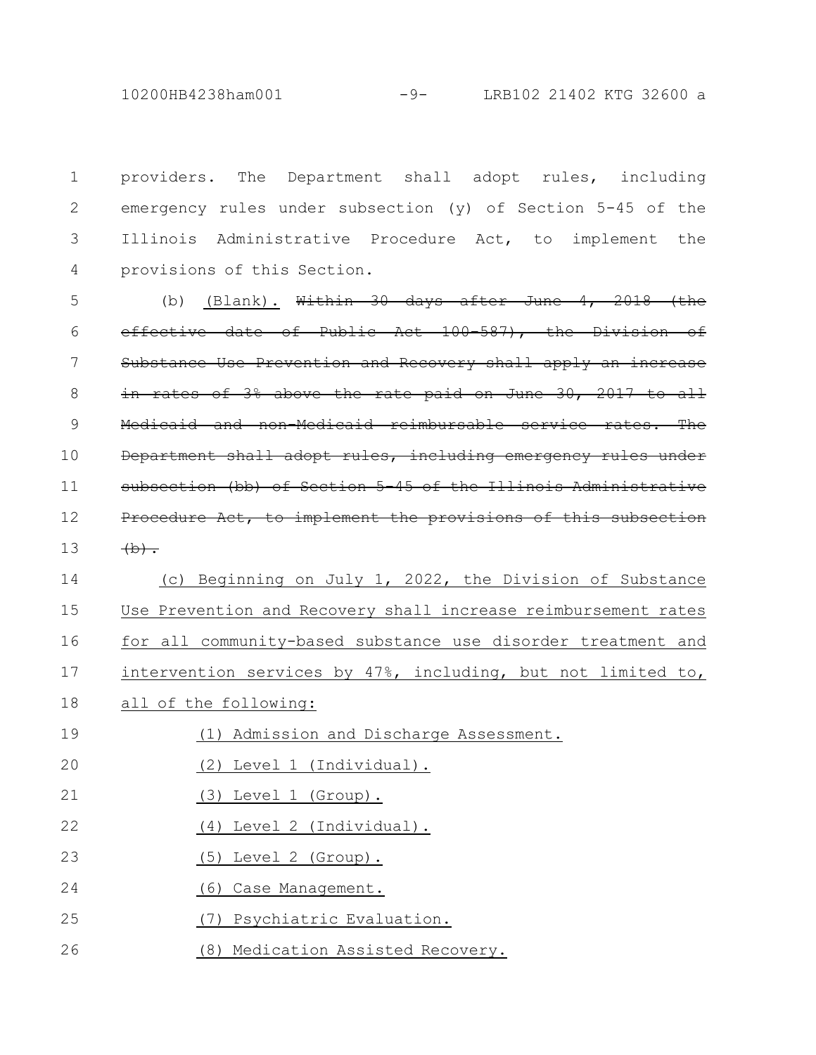providers. The Department shall adopt rules, including emergency rules under subsection (y) of Section 5-45 of the Illinois Administrative Procedure Act, to implement the provisions of this Section.

(b) <u>(Blank).</u> ~~Within 30 days after June 4, 2018 (the effective date of Public Act 100-587), the Division of Substance Use Prevention and Recovery shall apply an increase in rates of 3% above the rate paid on June 30, 2017 to all Medicaid and non-Medicaid reimbursable service rates. The Department shall adopt rules, including emergency rules under subsection (bb) of Section 5-45 of the Illinois Administrative Procedure Act, to implement the provisions of this subsection (b).~~

<u>(c) Beginning on July 1, 2022, the Division of Substance Use Prevention and Recovery shall increase reimbursement rates for all community-based substance use disorder treatment and intervention services by 47%, including, but not limited to, all of the following:</u>

<u>(1) Admission and Discharge Assessment.</u>

<u>(2) Level 1 (Individual).</u>

<u>(3) Level 1 (Group).</u>

<u>(4) Level 2 (Individual).</u>

<u>(5) Level 2 (Group).</u>

<u>(6) Case Management.</u>

<u>(7) Psychiatric Evaluation.</u>

<u>(8) Medication Assisted Recovery.</u>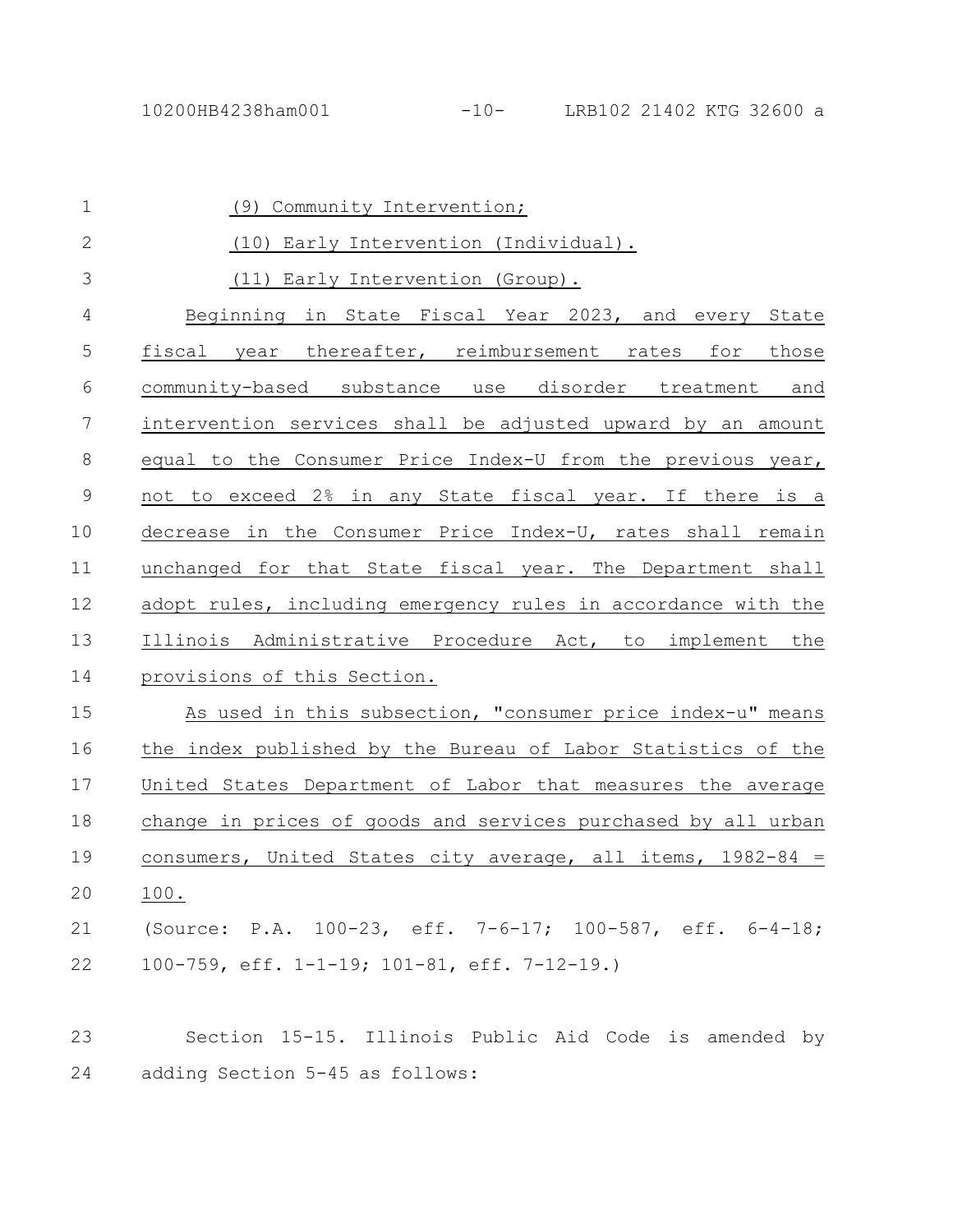(9) Community Intervention;

(10) Early Intervention (Individual).

(11) Early Intervention (Group).

Beginning in State Fiscal Year 2023, and every State fiscal year thereafter, reimbursement rates for those community-based substance use disorder treatment and intervention services shall be adjusted upward by an amount equal to the Consumer Price Index-U from the previous year, not to exceed 2% in any State fiscal year. If there is a decrease in the Consumer Price Index-U, rates shall remain unchanged for that State fiscal year. The Department shall adopt rules, including emergency rules in accordance with the Illinois Administrative Procedure Act, to implement the provisions of this Section.

As used in this subsection, "consumer price index-u" means the index published by the Bureau of Labor Statistics of the United States Department of Labor that measures the average change in prices of goods and services purchased by all urban consumers, United States city average, all items, 1982-84 = 100.

(Source: P.A. 100-23, eff. 7-6-17; 100-587, eff. 6-4-18; 100-759, eff. 1-1-19; 101-81, eff. 7-12-19.)

Section 15-15. Illinois Public Aid Code is amended by adding Section 5-45 as follows: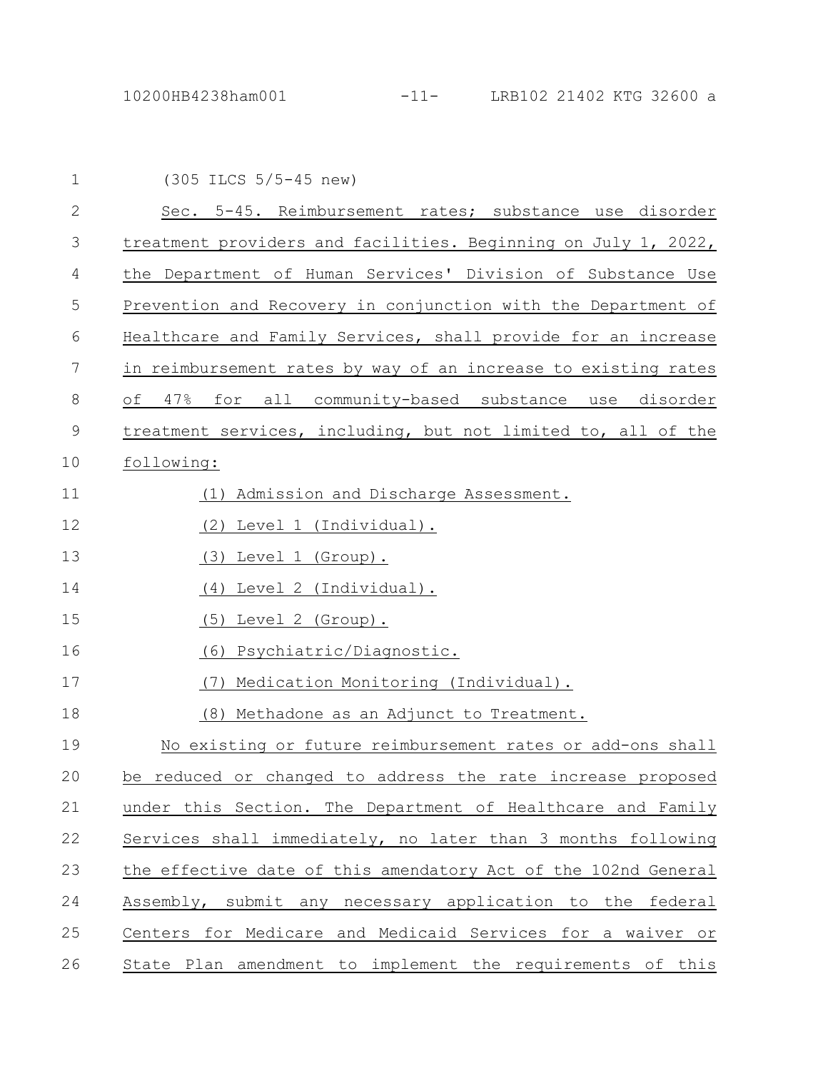(305 ILCS 5/5-45 new)

Sec. 5-45. Reimbursement rates; substance use disorder treatment providers and facilities. Beginning on July 1, 2022, the Department of Human Services' Division of Substance Use Prevention and Recovery in conjunction with the Department of Healthcare and Family Services, shall provide for an increase in reimbursement rates by way of an increase to existing rates of 47% for all community-based substance use disorder treatment services, including, but not limited to, all of the following:

(1) Admission and Discharge Assessment.

(2) Level 1 (Individual).

(3) Level 1 (Group).

(4) Level 2 (Individual).

(5) Level 2 (Group).

(6) Psychiatric/Diagnostic.

(7) Medication Monitoring (Individual).

(8) Methadone as an Adjunct to Treatment.

No existing or future reimbursement rates or add-ons shall be reduced or changed to address the rate increase proposed under this Section. The Department of Healthcare and Family Services shall immediately, no later than 3 months following the effective date of this amendatory Act of the 102nd General Assembly, submit any necessary application to the federal Centers for Medicare and Medicaid Services for a waiver or State Plan amendment to implement the requirements of this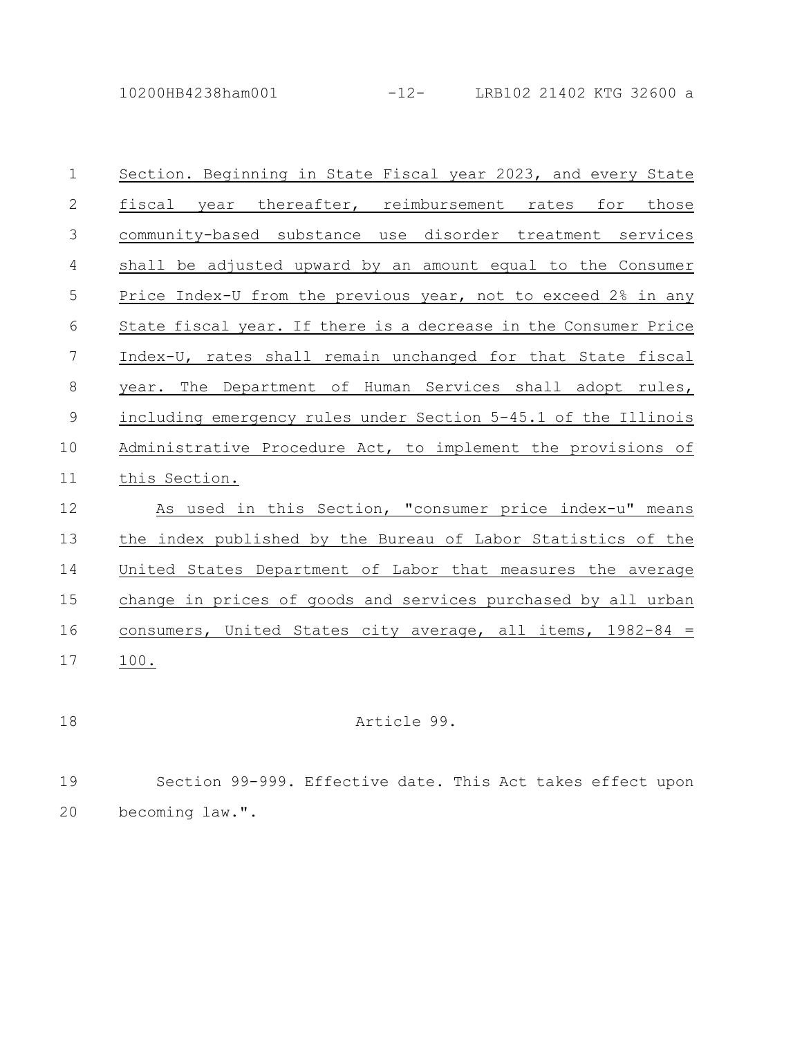Section. Beginning in State Fiscal year 2023, and every State fiscal year thereafter, reimbursement rates for those community-based substance use disorder treatment services shall be adjusted upward by an amount equal to the Consumer Price Index-U from the previous year, not to exceed 2% in any State fiscal year. If there is a decrease in the Consumer Price Index-U, rates shall remain unchanged for that State fiscal year. The Department of Human Services shall adopt rules, including emergency rules under Section 5-45.1 of the Illinois Administrative Procedure Act, to implement the provisions of this Section.

As used in this Section, "consumer price index-u" means the index published by the Bureau of Labor Statistics of the United States Department of Labor that measures the average change in prices of goods and services purchased by all urban consumers, United States city average, all items, 1982-84 = 100.

Article 99.

Section 99-999. Effective date. This Act takes effect upon becoming law.".